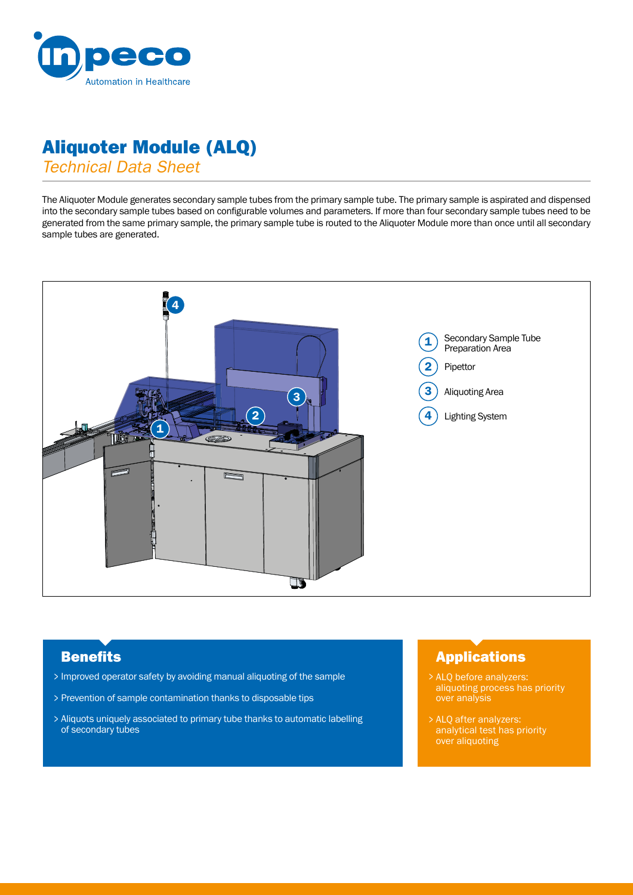# Aliquoter Module (ALQ)

*Technical Data Sheet*

The Aliquoter Module generates secondary sample tubes from the primary sample tube. The primary sample is aspirated and dispensed into the secondary sample tubes based on configurable volumes and parameters. If more than four secondary sample tubes need to be generated from the same primary sample, the primary sample tube is routed to the Aliquoter Module more than once until all secondary sample tubes are generated.

1. Secondary Sample Tube Preparation Area
2. Pipettor
3. Aliquoting Area
4. Lighting System

## Benefits

> Improved operator safety by avoiding manual aliquoting of the sample

> Prevention of sample contamination thanks to disposable tips

> Aliquots uniquely associated to primary tube thanks to automatic labelling of secondary tubes

## Applications

> ALQ before analyzers: aliquoting process has priority over analysis

> ALQ after analyzers: analytical test has priority over aliquoting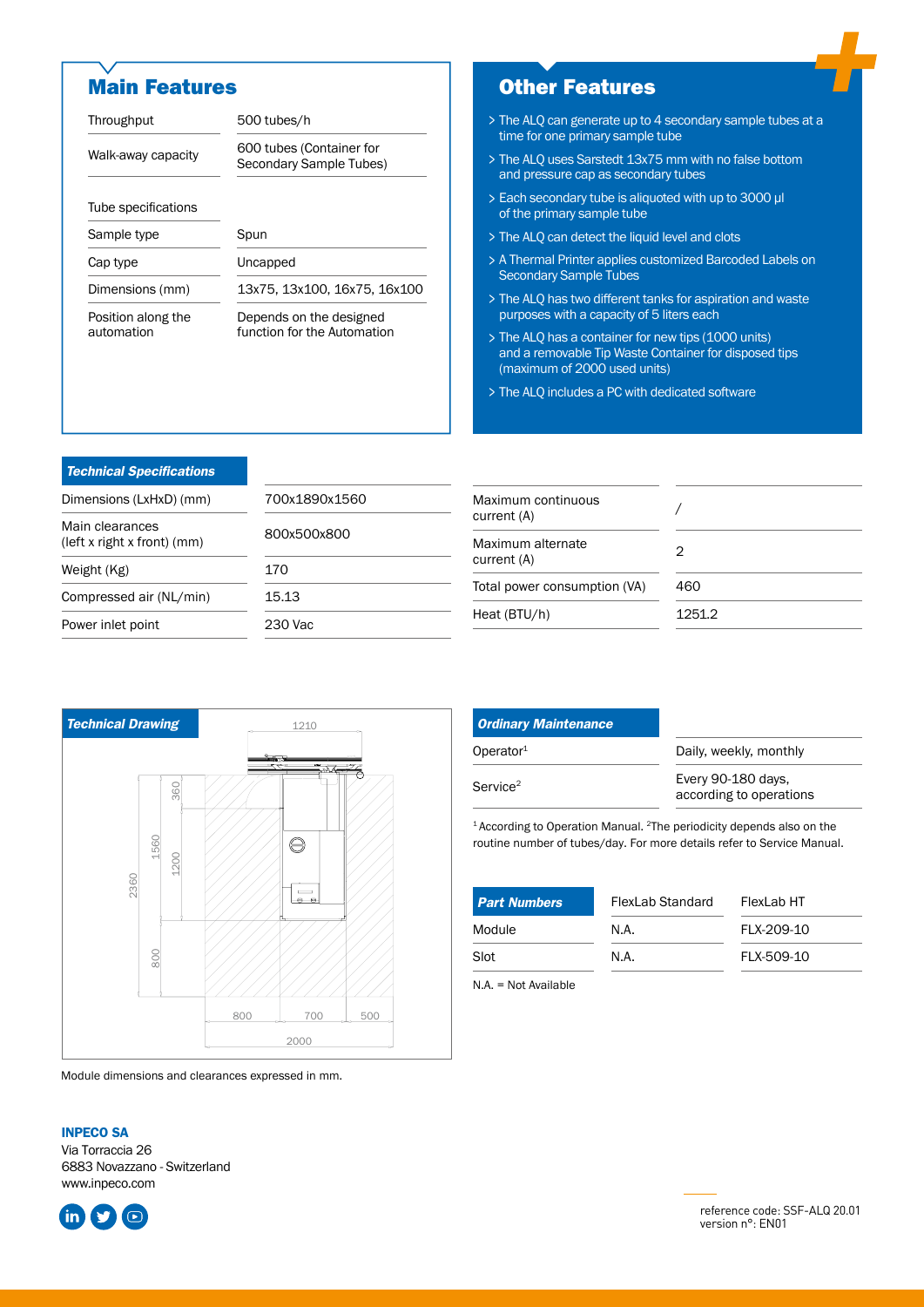## Main Features

| | |
|---|---|
| Throughput | 500 tubes/h |
| Walk-away capacity | 600 tubes (Container for Secondary Sample Tubes) |
| Tube specifications | |
| Sample type | Spun |
| Cap type | Uncapped |
| Dimensions (mm) | 13x75, 13x100, 16x75, 16x100 |
| Position along the automation | Depends on the designed function for the Automation |

## Other Features

- The ALQ can generate up to 4 secondary sample tubes at a time for one primary sample tube
- The ALQ uses Sarstedt 13x75 mm with no false bottom and pressure cap as secondary tubes
- Each secondary tube is aliquoted with up to 3000 µl of the primary sample tube
- The ALQ can detect the liquid level and clots
- A Thermal Printer applies customized Barcoded Labels on Secondary Sample Tubes
- The ALQ has two different tanks for aspiration and waste purposes with a capacity of 5 liters each
- The ALQ has a container for new tips (1000 units) and a removable Tip Waste Container for disposed tips (maximum of 2000 used units)
- The ALQ includes a PC with dedicated software

## Technical Specifications

| | |
|---|---|
| Dimensions (LxHxD) (mm) | 700x1890x1560 |
| Main clearances (left x right x front) (mm) | 800x500x800 |
| Weight (Kg) | 170 |
| Compressed air (NL/min) | 15.13 |
| Power inlet point | 230 Vac |
| Maximum continuous current (A) | / |
| Maximum alternate current (A) | 2 |
| Total power consumption (VA) | 460 |
| Heat (BTU/h) | 1251.2 |

## Technical Drawing

1210
360
1560
1200
2360
800
800
700
500
2000

Module dimensions and clearances expressed in mm.

## Ordinary Maintenance

| | |
|---|---|
| Operator[1] | Daily, weekly, monthly |
| Service[2] | Every 90-180 days, according to operations |

[1] According to Operation Manual. [2] The periodicity depends also on the routine number of tubes/day. For more details refer to Service Manual.

| Part Numbers | FlexLab Standard | FlexLab HT |
|---|---|---|
| Module | N.A. | FLX-209-10 |
| Slot | N.A. | FLX-509-10 |

N.A. = Not Available

**INPECO SA**
Via Torraccia 26
6883 Novazzano - Switzerland
www.inpeco.com

reference code: SSF-ALQ 20.01
version n°: EN01